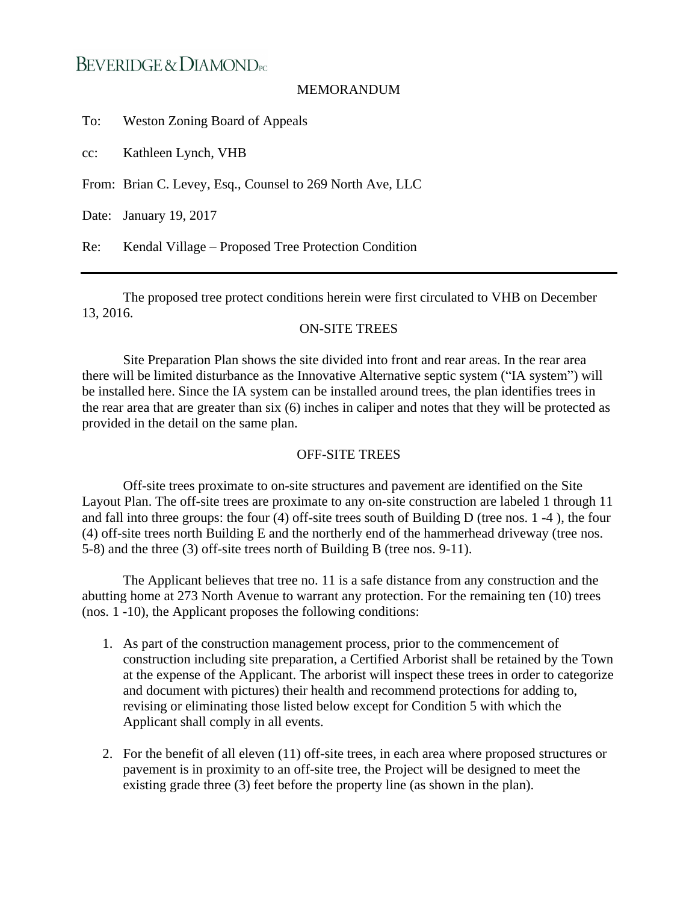BEVERIDGE & DIAMOND PC

# MEMORANDUM

To: Weston Zoning Board of Appeals

cc: Kathleen Lynch, VHB

From: Brian C. Levey, Esq., Counsel to 269 North Ave, LLC

Date: January 19, 2017

Re: Kendal Village – Proposed Tree Protection Condition

---

The proposed tree protect conditions herein were first circulated to VHB on December 13, 2016.

## ON-SITE TREES

Site Preparation Plan shows the site divided into front and rear areas. In the rear area there will be limited disturbance as the Innovative Alternative septic system ("IA system") will be installed here. Since the IA system can be installed around trees, the plan identifies trees in the rear area that are greater than six (6) inches in caliper and notes that they will be protected as provided in the detail on the same plan.

## OFF-SITE TREES

Off-site trees proximate to on-site structures and pavement are identified on the Site Layout Plan. The off-site trees are proximate to any on-site construction are labeled 1 through 11 and fall into three groups: the four (4) off-site trees south of Building D (tree nos. 1 -4 ), the four (4) off-site trees north Building E and the northerly end of the hammerhead driveway (tree nos. 5-8) and the three (3) off-site trees north of Building B (tree nos. 9-11).

The Applicant believes that tree no. 11 is a safe distance from any construction and the abutting home at 273 North Avenue to warrant any protection. For the remaining ten (10) trees (nos. 1 -10), the Applicant proposes the following conditions:

1. As part of the construction management process, prior to the commencement of construction including site preparation, a Certified Arborist shall be retained by the Town at the expense of the Applicant. The arborist will inspect these trees in order to categorize and document with pictures) their health and recommend protections for adding to, revising or eliminating those listed below except for Condition 5 with which the Applicant shall comply in all events.

2. For the benefit of all eleven (11) off-site trees, in each area where proposed structures or pavement is in proximity to an off-site tree, the Project will be designed to meet the existing grade three (3) feet before the property line (as shown in the plan).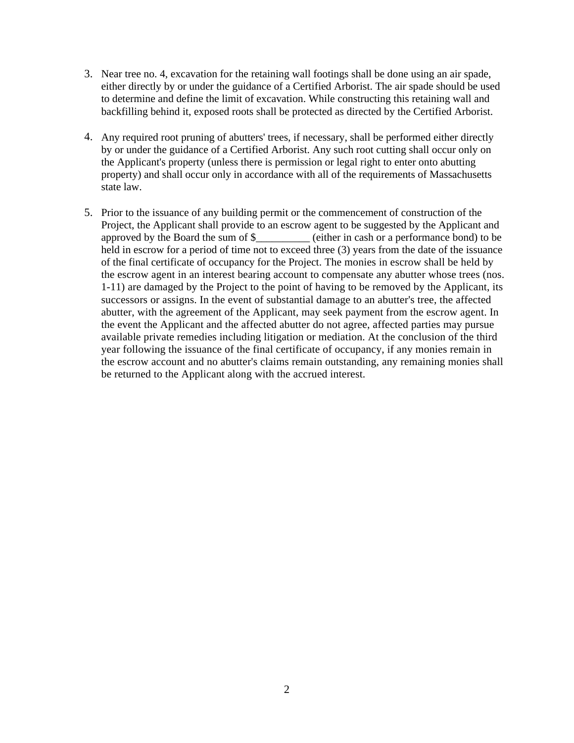3. Near tree no. 4, excavation for the retaining wall footings shall be done using an air spade, either directly by or under the guidance of a Certified Arborist. The air spade should be used to determine and define the limit of excavation. While constructing this retaining wall and backfilling behind it, exposed roots shall be protected as directed by the Certified Arborist.

4. Any required root pruning of abutters' trees, if necessary, shall be performed either directly by or under the guidance of a Certified Arborist. Any such root cutting shall occur only on the Applicant's property (unless there is permission or legal right to enter onto abutting property) and shall occur only in accordance with all of the requirements of Massachusetts state law.

5. Prior to the issuance of any building permit or the commencement of construction of the Project, the Applicant shall provide to an escrow agent to be suggested by the Applicant and approved by the Board the sum of $__________ (either in cash or a performance bond) to be held in escrow for a period of time not to exceed three (3) years from the date of the issuance of the final certificate of occupancy for the Project. The monies in escrow shall be held by the escrow agent in an interest bearing account to compensate any abutter whose trees (nos. 1-11) are damaged by the Project to the point of having to be removed by the Applicant, its successors or assigns. In the event of substantial damage to an abutter's tree, the affected abutter, with the agreement of the Applicant, may seek payment from the escrow agent. In the event the Applicant and the affected abutter do not agree, affected parties may pursue available private remedies including litigation or mediation. At the conclusion of the third year following the issuance of the final certificate of occupancy, if any monies remain in the escrow account and no abutter's claims remain outstanding, any remaining monies shall be returned to the Applicant along with the accrued interest.